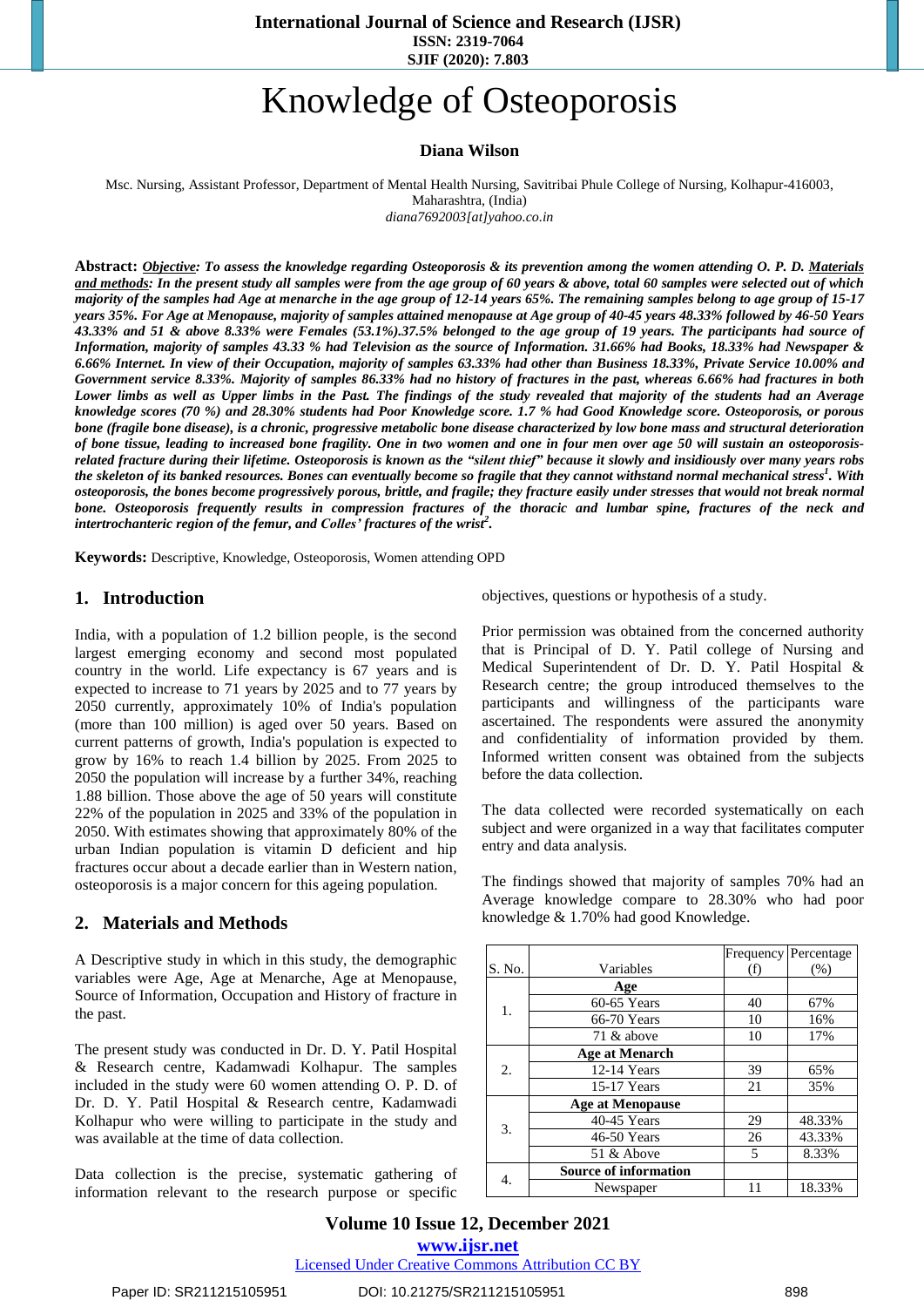# Knowledge of Osteoporosis

**Diana Wilson**

Msc. Nursing, Assistant Professor, Department of Mental Health Nursing, Savitribai Phule College of Nursing, Kolhapur-416003, Maharashtra, (India)
*diana7692003[at]yahoo.co.in*

**Abstract:** ***Objective**: To assess the knowledge regarding Osteoporosis & its prevention among the women attending O. P. D. **Materials and methods**: In the present study all samples were from the age group of 60 years & above, total 60 samples were selected out of which majority of the samples had Age at menarche in the age group of 12-14 years 65%. The remaining samples belong to age group of 15-17 years 35%. For Age at Menopause, majority of samples attained menopause at Age group of 40-45 years 48.33% followed by 46-50 Years 43.33% and 51 & above 8.33% were Females (53.1%).37.5% belonged to the age group of 19 years. The participants had source of Information, majority of samples 43.33 % had Television as the source of Information. 31.66% had Books, 18.33% had Newspaper & 6.66% Internet. In view of their Occupation, majority of samples 63.33% had other than Business 18.33%, Private Service 10.00% and Government service 8.33%. Majority of samples 86.33% had no history of fractures in the past, whereas 6.66% had fractures in both Lower limbs as well as Upper limbs in the Past. The findings of the study revealed that majority of the students had an Average knowledge scores (70 %) and 28.30% students had Poor Knowledge score. 1.7 % had Good Knowledge score. Osteoporosis, or porous bone (fragile bone disease), is a chronic, progressive metabolic bone disease characterized by low bone mass and structural deterioration of bone tissue, leading to increased bone fragility. One in two women and one in four men over age 50 will sustain an osteoporosis-related fracture during their lifetime. Osteoporosis is known as the "silent thief" because it slowly and insidiously over many years robs the skeleton of its banked resources. Bones can eventually become so fragile that they cannot withstand normal mechanical stress[1]. With osteoporosis, the bones become progressively porous, brittle, and fragile; they fracture easily under stresses that would not break normal bone. Osteoporosis frequently results in compression fractures of the thoracic and lumbar spine, fractures of the neck and intertrochanteric region of the femur, and Colles' fractures of the wrist[2].*

**Keywords:** Descriptive, Knowledge, Osteoporosis, Women attending OPD

## 1. Introduction

India, with a population of 1.2 billion people, is the second largest emerging economy and second most populated country in the world. Life expectancy is 67 years and is expected to increase to 71 years by 2025 and to 77 years by 2050 currently, approximately 10% of India's population (more than 100 million) is aged over 50 years. Based on current patterns of growth, India's population is expected to grow by 16% to reach 1.4 billion by 2025. From 2025 to 2050 the population will increase by a further 34%, reaching 1.88 billion. Those above the age of 50 years will constitute 22% of the population in 2025 and 33% of the population in 2050. With estimates showing that approximately 80% of the urban Indian population is vitamin D deficient and hip fractures occur about a decade earlier than in Western nation, osteoporosis is a major concern for this ageing population.

## 2. Materials and Methods

A Descriptive study in which in this study, the demographic variables were Age, Age at Menarche, Age at Menopause, Source of Information, Occupation and History of fracture in the past.

The present study was conducted in Dr. D. Y. Patil Hospital & Research centre, Kadamwadi Kolhapur. The samples included in the study were 60 women attending O. P. D. of Dr. D. Y. Patil Hospital & Research centre, Kadamwadi Kolhapur who were willing to participate in the study and was available at the time of data collection.

Data collection is the precise, systematic gathering of information relevant to the research purpose or specific objectives, questions or hypothesis of a study.

Prior permission was obtained from the concerned authority that is Principal of D. Y. Patil college of Nursing and Medical Superintendent of Dr. D. Y. Patil Hospital & Research centre; the group introduced themselves to the participants and willingness of the participants ware ascertained. The respondents were assured the anonymity and confidentiality of information provided by them. Informed written consent was obtained from the subjects before the data collection.

The data collected were recorded systematically on each subject and were organized in a way that facilitates computer entry and data analysis.

The findings showed that majority of samples 70% had an Average knowledge compare to 28.30% who had poor knowledge & 1.70% had good Knowledge.

| S. No. | Variables | Frequency (f) | Percentage (%) |
|---|---|---|---|
| 1. | **Age** | | |
| | 60-65 Years | 40 | 67% |
| | 66-70 Years | 10 | 16% |
| | 71 & above | 10 | 17% |
| 2. | **Age at Menarch** | | |
| | 12-14 Years | 39 | 65% |
| | 15-17 Years | 21 | 35% |
| 3. | **Age at Menopause** | | |
| | 40-45 Years | 29 | 48.33% |
| | 46-50 Years | 26 | 43.33% |
| | 51 & Above | 5 | 8.33% |
| 4. | **Source of information** | | |
| | Newspaper | 11 | 18.33% |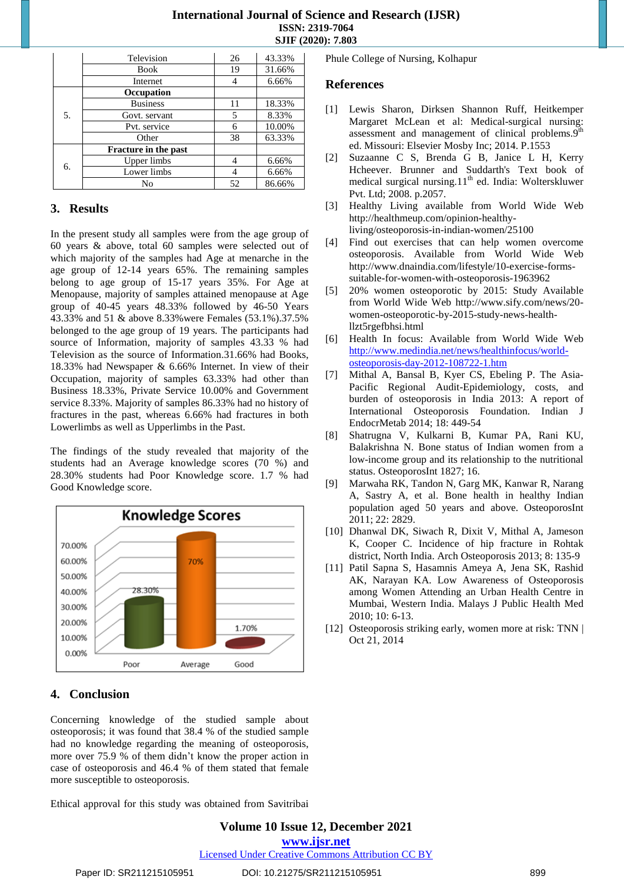| | | | |
|---|---|---|---|
| | Television | 26 | 43.33% |
| | Book | 19 | 31.66% |
| | Internet | 4 | 6.66% |
| 5. | **Occupation** | | |
| | Business | 11 | 18.33% |
| | Govt. servant | 5 | 8.33% |
| | Pvt. service | 6 | 10.00% |
| | Other | 38 | 63.33% |
| 6. | **Fracture in the past** | | |
| | Upper limbs | 4 | 6.66% |
| | Lower limbs | 4 | 6.66% |
| | No | 52 | 86.66% |

## 3. Results

In the present study all samples were from the age group of 60 years & above, total 60 samples were selected out of which majority of the samples had Age at menarche in the age group of 12-14 years 65%. The remaining samples belong to age group of 15-17 years 35%. For Age at Menopause, majority of samples attained menopause at Age group of 40-45 years 48.33% followed by 46-50 Years 43.33% and 51 & above 8.33%were Females (53.1%).37.5% belonged to the age group of 19 years. The participants had source of Information, majority of samples 43.33 % had Television as the source of Information.31.66% had Books, 18.33% had Newspaper & 6.66% Internet. In view of their Occupation, majority of samples 63.33% had other than Business 18.33%, Private Service 10.00% and Government service 8.33%. Majority of samples 86.33% had no history of fractures in the past, whereas 6.66% had fractures in both Lowerlimbs as well as Upperlimbs in the Past.

The findings of the study revealed that majority of the students had an Average knowledge scores (70 %) and 28.30% students had Poor Knowledge score. 1.7 % had Good Knowledge score.

Knowledge Scores

70.00%
60.00%
50.00%
40.00%
30.00%
20.00%
10.00%
0.00%

28.30%
70%
1.70%

Poor
Average
Good

## 4. Conclusion

Concerning knowledge of the studied sample about osteoporosis; it was found that 38.4 % of the studied sample had no knowledge regarding the meaning of osteoporosis, more over 75.9 % of them didn't know the proper action in case of osteoporosis and 46.4 % of them stated that female more susceptible to osteoporosis.

Ethical approval for this study was obtained from Savitribai Phule College of Nursing, Kolhapur

## References

[1] Lewis Sharon, Dirksen Shannon Ruff, Heitkemper Margaret McLean et al: Medical-surgical nursing: assessment and management of clinical problems.9th ed. Missouri: Elsevier Mosby Inc; 2014. P.1553

[2] Suzaanne C S, Brenda G B, Janice L H, Kerry Hcheever. Brunner and Suddarth's Text book of medical surgical nursing.11th ed. India: Wolterskluwer Pvt. Ltd; 2008. p.2057.

[3] Healthy Living available from World Wide Web http://healthmeup.com/opinion-healthy-living/osteoporosis-in-indian-women/25100

[4] Find out exercises that can help women overcome osteoporosis. Available from World Wide Web http://www.dnaindia.com/lifestyle/10-exercise-forms-suitable-for-women-with-osteoporosis-1963962

[5] 20% women osteoporotic by 2015: Study Available from World Wide Web http://www.sify.com/news/20-women-osteoporotic-by-2015-study-news-health-llzt5rgefbhsi.html

[6] Health In focus: Available from World Wide Web http://www.medindia.net/news/healthinfocus/world-osteoporosis-day-2012-108722-1.htm

[7] Mithal A, Bansal B, Kyer CS, Ebeling P. The Asia-Pacific Regional Audit-Epidemiology, costs, and burden of osteoporosis in India 2013: A report of International Osteoporosis Foundation. Indian J EndocrMetab 2014; 18: 449-54

[8] Shatrugna V, Kulkarni B, Kumar PA, Rani KU, Balakrishna N. Bone status of Indian women from a low-income group and its relationship to the nutritional status. OsteoporosInt 1827; 16.

[9] Marwaha RK, Tandon N, Garg MK, Kanwar R, Narang A, Sastry A, et al. Bone health in healthy Indian population aged 50 years and above. OsteoporosInt 2011; 22: 2829.

[10] Dhanwal DK, Siwach R, Dixit V, Mithal A, Jameson K, Cooper C. Incidence of hip fracture in Rohtak district, North India. Arch Osteoporosis 2013; 8: 135-9

[11] Patil Sapna S, Hasamnis Ameya A, Jena SK, Rashid AK, Narayan KA. Low Awareness of Osteoporosis among Women Attending an Urban Health Centre in Mumbai, Western India. Malays J Public Health Med 2010; 10: 6-13.

[12] Osteoporosis striking early, women more at risk: TNN | Oct 21, 2014